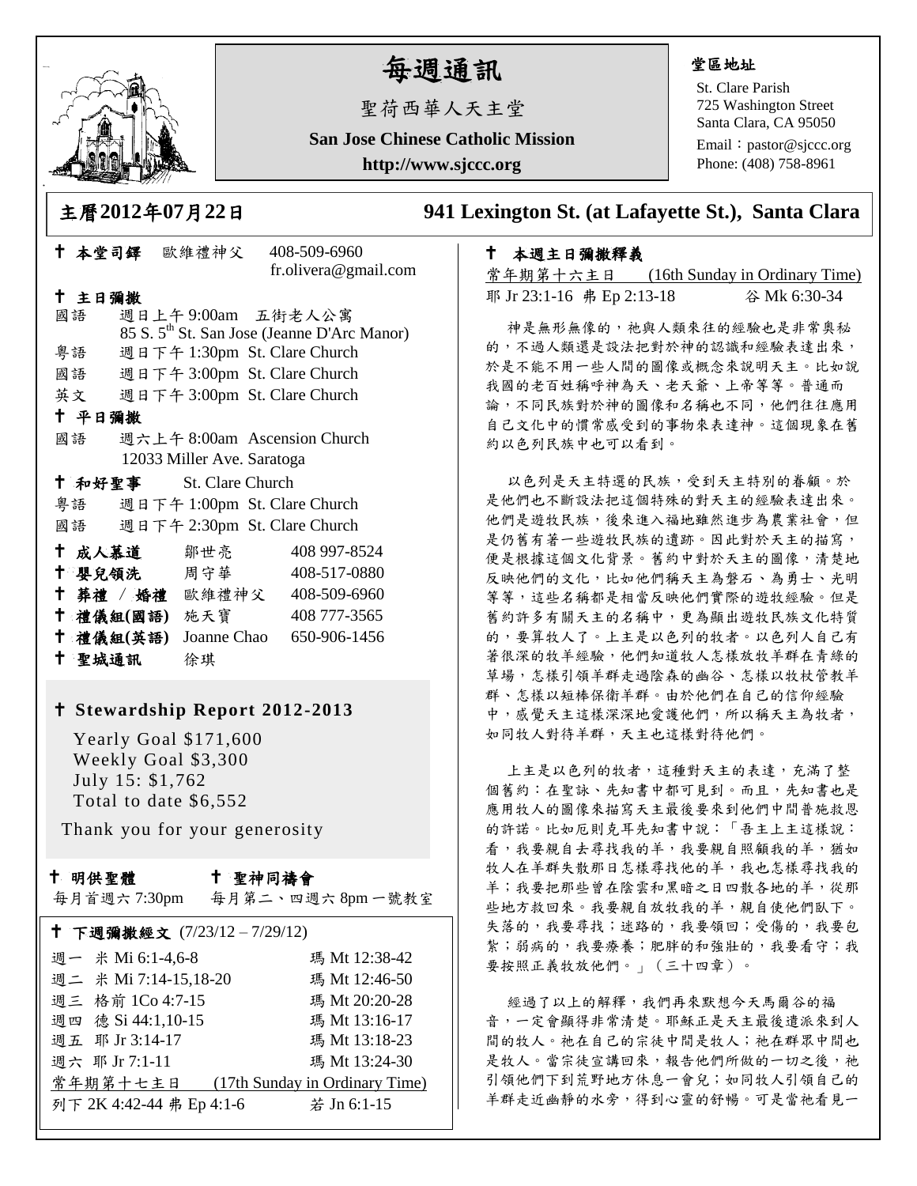# 每週通訊

聖荷西華人天主堂

**San Jose Chinese Catholic Mission**

**http://www.sjccc.org**

**堂區地址**

St. Clare Parish
725 Washington Street
Santa Clara, CA 95050
Email：pastor@sjccc.org
Phone: (408) 758-8961

**主曆2012年07月22日**

**941 Lexington St. (at Lafayette St.), Santa Clara**

✝ **本堂司鐸** 歐維禮神父 408-509-6960
fr.olivera@gmail.com

✝ **主日彌撒**

國語 週日上午 9:00am 五街老人公寓
85 S. 5th St. San Jose (Jeanne D'Arc Manor)
粵語 週日下午 1:30pm St. Clare Church
國語 週日下午 3:00pm St. Clare Church
英文 週日下午 3:00pm St. Clare Church

✝ **平日彌撒**

國語 週六上午 8:00am Ascension Church
12033 Miller Ave. Saratoga

✝ **和好聖事** St. Clare Church

粵語 週日下午 1:00pm St. Clare Church
國語 週日下午 2:30pm St. Clare Church

| | | |
|---|---|---|
| ✝ **成人慕道** | 鄒世亮 | 408 997-8524 |
| ✝ **嬰兒領洗** | 周守華 | 408-517-0880 |
| ✝ **葬禮 / 婚禮** | 歐維禮神父 | 408-509-6960 |
| ✝ **禮儀組(國語)** | 施天寶 | 408 777-3565 |
| ✝ **禮儀組(英語)** | Joanne Chao | 650-906-1456 |
| ✝ **聖城通訊** | 徐琪 | |

✝ **Stewardship Report 2012-2013**

Yearly Goal $171,600
Weekly Goal $3,300
July 15: $1,762
Total to date $6,552

Thank you for your generosity

✝ **明供聖體** 每月首週六 7:30pm

✝ **聖神同禱會** 每月第二、四週六 8pm 一號教室

✝ **下週彌撒經文** (7/23/12 – 7/29/12)

| | |
|---|---|
| 週一 米 Mi 6:1-4,6-8 | 瑪 Mt 12:38-42 |
| 週二 米 Mi 7:14-15,18-20 | 瑪 Mt 12:46-50 |
| 週三 格前 1Co 4:7-15 | 瑪 Mt 20:20-28 |
| 週四 德 Si 44:1,10-15 | 瑪 Mt 13:16-17 |
| 週五 耶 Jr 3:14-17 | 瑪 Mt 13:18-23 |
| 週六 耶 Jr 7:1-11 | 瑪 Mt 13:24-30 |
| 常年期第十七主日 | (17th Sunday in Ordinary Time) |
| 列下 2K 4:42-44 弗 Ep 4:1-6 | 若 Jn 6:1-15 |

✝ **本週主日彌撒釋義**

常年期第十六主日 (16th Sunday in Ordinary Time)
耶 Jr 23:1-16 弗 Ep 2:13-18 谷 Mk 6:30-34

神是無形無像的，祂與人類來往的經驗也是非常奧秘的，不過人類還是設法把對於神的認識和經驗表達出來，於是不能不用一些人間的圖像或概念來說明天主。比如說我國的老百姓稱呼神為天、老天爺、上帝等等。普通而論，不同民族對於神的圖像和名稱也不同，他們往往應用自己文化中的慣常感受到的事物來表達神。這個現象在舊約以色列民族中也可以看到。

以色列是天主特選的民族，受到天主特別的眷顧。於是他們也不斷設法把這個特殊的對天主的經驗表達出來。他們是遊牧民族，後來進入福地雖然進步為農業社會，但是仍舊有著一些遊牧民族的遺跡。因此對於天主的描寫，便是根據這個文化背景。舊約中對於天主的圖像，清楚地反映他們的文化，比如他們稱天主為磐石、為勇士、光明等等，這些名稱都是相當反映他們實際的遊牧經驗。但是舊約許多有關天主的名稱中，更為顯出遊牧民族文化特質的，要算牧人了。上主是以色列的牧者。以色列人自己有著很深的牧羊經驗，他們知道牧人怎樣放牧羊群在青綠的草場，怎樣引領羊群走過陰森的幽谷、怎樣以牧杖管教羊群、怎樣以短棒保衛羊群。由於他們在自己的信仰經驗中，感覺天主這樣深深地愛護他們，所以稱天主為牧者，如同牧人對待羊群，天主也這樣對待他們。

上主是以色列的牧者，這種對天主的表達，充滿了整個舊約：在聖詠、先知書中都可見到。而且，先知書也是應用牧人的圖像來描寫天主最後要來到他們中間普施救恩的許諾。比如厄則克耳先知書中說：「吾主上主這樣說：看，我要親自去尋找我的羊，我要親自照顧我的羊，猶如牧人在羊群失散那日怎樣尋找他的羊，我也怎樣尋找我的羊；我要把那些曾在陰雲和黑暗之日四散各地的羊，從那些地方救回來。我要親自放牧我的羊，親自使他們臥下。失落的，我要尋找；迷路的，我要領回；受傷的，我要包紮；弱病的，我要療養；肥胖的和強壯的，我要看守；我要按照正義牧放他們。」（三十四章）。

經過了以上的解釋，我們再來默想今天馬爾谷的福音，一定會顯得非常清楚。耶穌正是天主最後遣派來到人間的牧人。祂在自己的宗徒中間是牧人；祂在群眾中間也是牧人。當宗徒宣講回來，報告他們所做的一切之後，祂引領他們下到荒野地方休息一會兒；如同牧人引領自己的羊群走近幽靜的水旁，得到心靈的舒暢。可是當祂看見一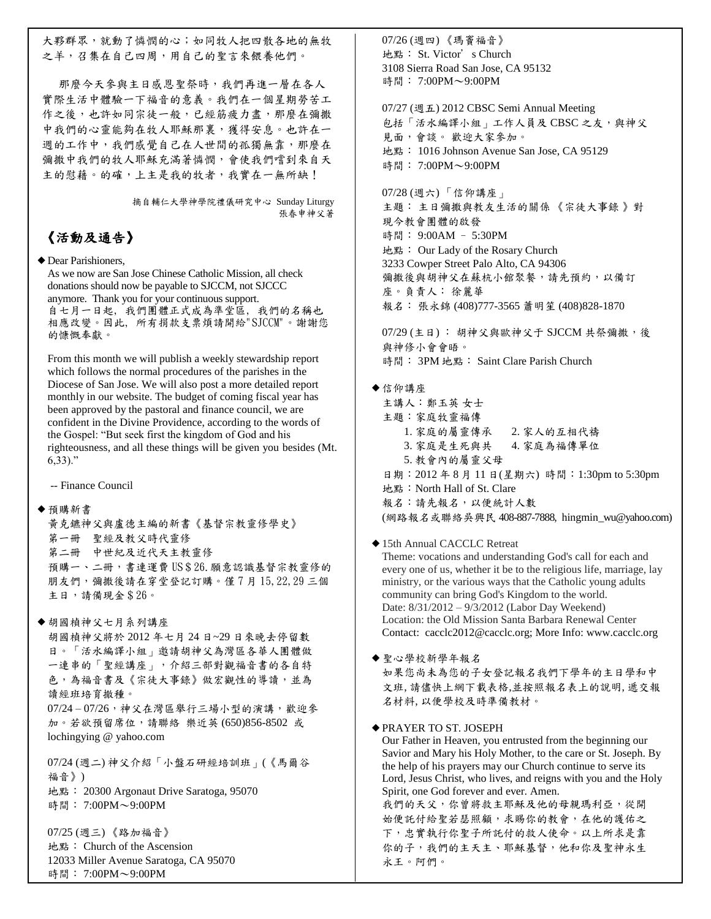大夥群眾，就動了憐憫的心；如同牧人把四散各地的無牧之羊，召集在自己四周，用自己的聖言來餵養他們。

那麼今天參與主日感恩聖祭時，我們再進一層在各人實際生活中體驗一下福音的意義。我們在一個星期勞苦工作之後，也許如同宗徒一般，已經筋疲力盡，那麼在彌撒中我們的心靈能夠在牧人耶穌那裏，獲得安息。也許在一週的工作中，我們感覺自己在人世間的孤獨無靠，那麼在彌撒中我們的牧人耶穌充滿著憐憫，會使我們嚐到來自天主的慰藉。的確，上主是我的牧者，我實在一無所缺！

摘自輔仁大學神學院禮儀研究中心 Sunday Liturgy
張春申神父著

## 《活動及通告》

◆ Dear Parishioners,

As we now are San Jose Chinese Catholic Mission, all check donations should now be payable to SJCCM, not SJCCC anymore. Thank you for your continuous support.
自七月一日起，我們團體正式成為準堂區，我們的名稱也相應改變。因此，所有捐款支票煩請開給"SJCCM"。謝謝您的慷慨奉獻。

From this month we will publish a weekly stewardship report which follows the normal procedures of the parishes in the Diocese of San Jose. We will also post a more detailed report monthly in our website. The budget of coming fiscal year has been approved by the pastoral and finance council, we are confident in the Divine Providence, according to the words of the Gospel: "But seek first the kingdom of God and his righteousness, and all these things will be given you besides (Mt. 6,33)."

-- Finance Council

◆ 預購新書

黃克鑣神父與盧德主編的新書《基督宗教靈修學史》
第一冊　聖經及教父時代靈修
第二冊　中世紀及近代天主教靈修
預購一、二冊，書連運費 US＄26. 願意認識基督宗教靈修的朋友們，彌撒後請在穿堂登記訂購。僅 7 月 15, 22, 29 三個主日，請備現金＄26。

◆ 胡國楨神父七月系列講座

胡國楨神父將於 2012 年七月 24 日~29 日來晚去停留數日。「活水編譯小組」邀請胡神父為灣區各華人團體做一連串的「聖經講座」，介紹三部對觀福音書的各自特色，為福音書及《宗徒大事錄》做宏觀性的導讀，並為讀經班培育撒種。
07/24 – 07/26，神父在灣區舉行三場小型的演講，歡迎參加。若欲預留席位，請聯絡 樂近英 (650)856-8502 或 lochingying @ yahoo.com

07/24 (週二) 神父介紹「小盤石研經培訓班」(《馬爾谷福音》)
地點： 20300 Argonaut Drive Saratoga, 95070
時間： 7:00PM～9:00PM

07/25 (週三)《路加福音》
地點： Church of the Ascension
12033 Miller Avenue Saratoga, CA 95070
時間： 7:00PM～9:00PM

07/26 (週四)《瑪竇福音》
地點： St. Victor's Church
3108 Sierra Road San Jose, CA 95132
時間： 7:00PM～9:00PM

07/27 (週五) 2012 CBSC Semi Annual Meeting
包括「活水編譯小組」工作人員及 CBSC 之友，與神父見面，會談。 歡迎大家參加。
地點： 1016 Johnson Avenue San Jose, CA 95129
時間： 7:00PM～9:00PM

07/28 (週六)「信仰講座」
主題： 主日彌撒與教友生活的關係 《宗徒大事錄 》對現今教會團體的啟發
時間： 9:00AM – 5:30PM
地點： Our Lady of the Rosary Church
3233 Cowper Street Palo Alto, CA 94306
彌撒後與胡神父在蘇杭小館聚餐，請先預約，以備訂座。負責人： 徐麗華
報名： 張永錦 (408)777-3565 蕭明笙 (408)828-1870

07/29 (主日) ： 胡神父與歐神父于 SJCCM 共祭彌撒，後與神修小會會晤。
時間： 3PM 地點： Saint Clare Parish Church

◆ 信仰講座

主講人：鄭玉英 女士
主題：家庭牧靈福傳
1. 家庭的屬靈傳承　　2. 家人的互相代禱
3. 家庭是生死與共　　4. 家庭為福傳單位
5. 教會內的屬靈父母
日期：2012 年 8 月 11 日(星期六) 時間：1:30pm to 5:30pm
地點：North Hall of St. Clare
報名：請先報名，以便統計人數
(網路報名或聯絡吳興民 408-887-7888, hingmin_wu@yahoo.com)

◆ 15th Annual CACCLC Retreat

Theme: vocations and understanding God's call for each and every one of us, whether it be to the religious life, marriage, lay ministry, or the various ways that the Catholic young adults community can bring God's Kingdom to the world.
Date: 8/31/2012 – 9/3/2012 (Labor Day Weekend)
Location: the Old Mission Santa Barbara Renewal Center
Contact: cacclc2012@cacclc.org; More Info: www.cacclc.org

◆ 聖心學校新學年報名

如果您尚未為您的子女登記報名我們下學年的主日學和中文班, 請儘快上網下載表格,並按照報名表上的說明, 遞交報名材料, 以便學校及時準備教材。

◆ PRAYER TO ST. JOSEPH

Our Father in Heaven, you entrusted from the beginning our Savior and Mary his Holy Mother, to the care or St. Joseph. By the help of his prayers may our Church continue to serve its Lord, Jesus Christ, who lives, and reigns with you and the Holy Spirit, one God forever and ever. Amen.
我們的天父，你曾將救主耶穌及他的母親瑪利亞，從開始便託付給聖若瑟照顧，求賜你的教會，在他的護佑之下，忠實執行你聖子所託付的救人使命。以上所求是靠你的子，我們的主天主、耶穌基督，他和你及聖神永生永王。阿們。